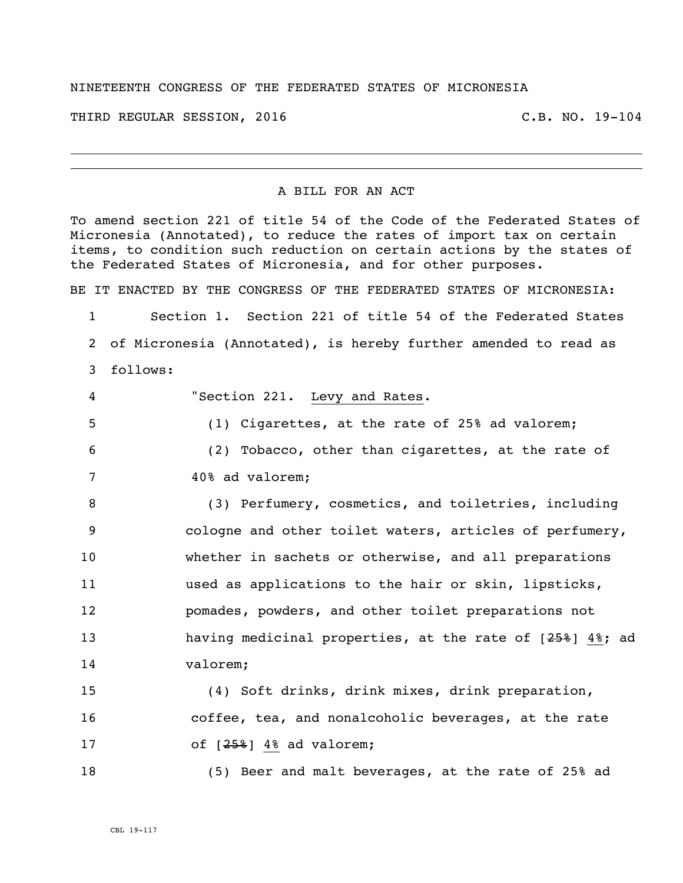NINETEENTH CONGRESS OF THE FEDERATED STATES OF MICRONESIA

THIRD REGULAR SESSION, 2016 C.B. NO. 19-104

---

A BILL FOR AN ACT

To amend section 221 of title 54 of the Code of the Federated States of Micronesia (Annotated), to reduce the rates of import tax on certain items, to condition such reduction on certain actions by the states of the Federated States of Micronesia, and for other purposes.

BE IT ENACTED BY THE CONGRESS OF THE FEDERATED STATES OF MICRONESIA:

1 Section 1. Section 221 of title 54 of the Federated States
2 of Micronesia (Annotated), is hereby further amended to read as
3 follows:

4 "Section 221. Levy and Rates.

5 (1) Cigarettes, at the rate of 25% ad valorem;

6 (2) Tobacco, other than cigarettes, at the rate of
7 40% ad valorem;

8 (3) Perfumery, cosmetics, and toiletries, including
9 cologne and other toilet waters, articles of perfumery,
10 whether in sachets or otherwise, and all preparations
11 used as applications to the hair or skin, lipsticks,
12 pomades, powders, and other toilet preparations not
13 having medicinal properties, at the rate of [~~25%~~] 4%; ad
14 valorem;

15 (4) Soft drinks, drink mixes, drink preparation,
16 coffee, tea, and nonalcoholic beverages, at the rate
17 of [~~25%~~] 4% ad valorem;

18 (5) Beer and malt beverages, at the rate of 25% ad

CBL 19-117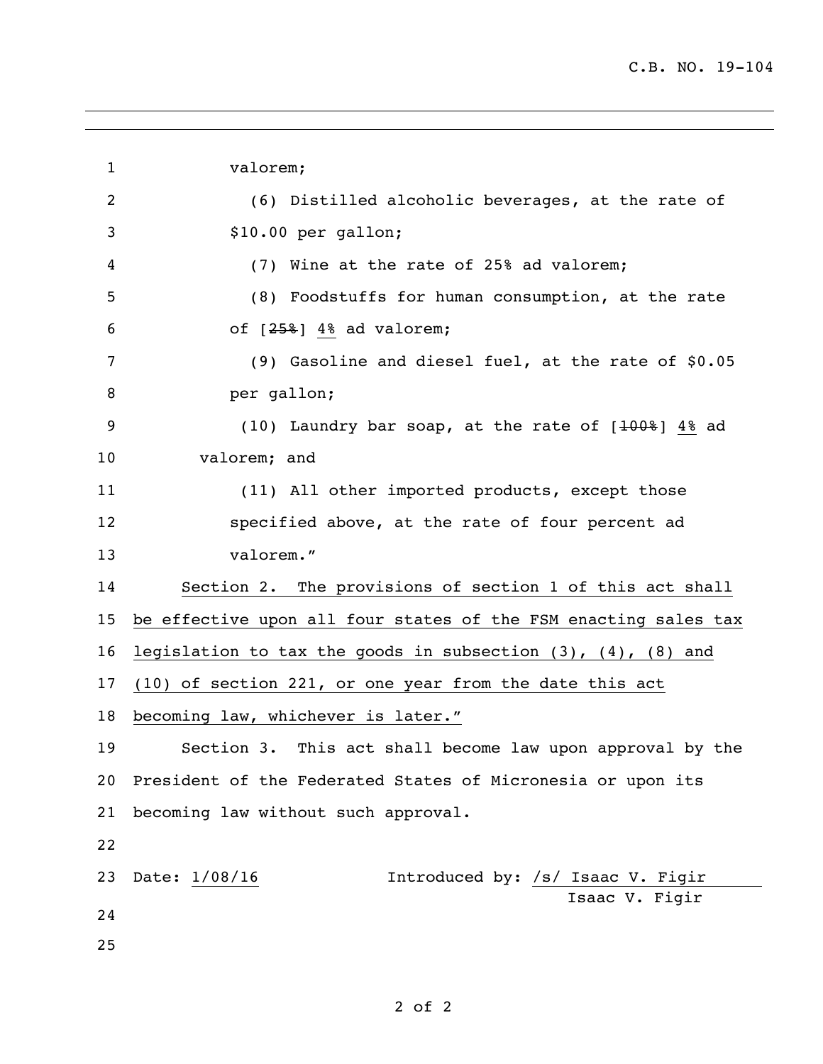valorem;

(6) Distilled alcoholic beverages, at the rate of $10.00 per gallon;

(7) Wine at the rate of 25% ad valorem;

(8) Foodstuffs for human consumption, at the rate of [~~25%~~] <u>4%</u> ad valorem;

(9) Gasoline and diesel fuel, at the rate of $0.05 per gallon;

(10) Laundry bar soap, at the rate of [~~100%~~] <u>4%</u> ad valorem; and

(11) All other imported products, except those specified above, at the rate of four percent ad valorem."

<u>Section 2. The provisions of section 1 of this act shall be effective upon all four states of the FSM enacting sales tax legislation to tax the goods in subsection (3), (4), (8) and (10) of section 221, or one year from the date this act becoming law, whichever is later."</u>

Section 3. This act shall become law upon approval by the President of the Federated States of Micronesia or upon its becoming law without such approval.

Date: 1/08/16

Introduced by: /s/ Isaac V. Figir

Isaac V. Figir